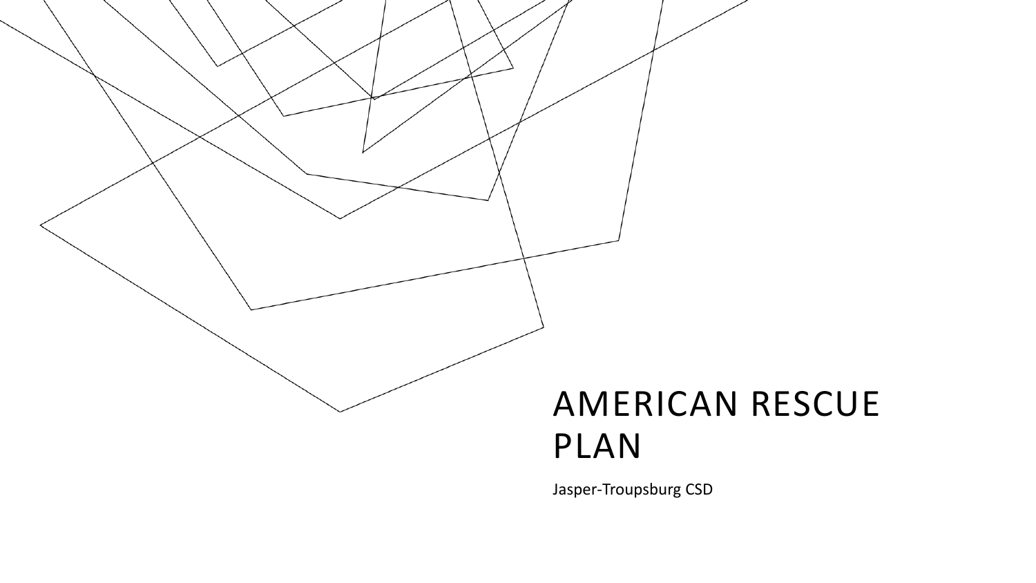# AMERICAN RESCUE PLAN

Jasper-Troupsburg CSD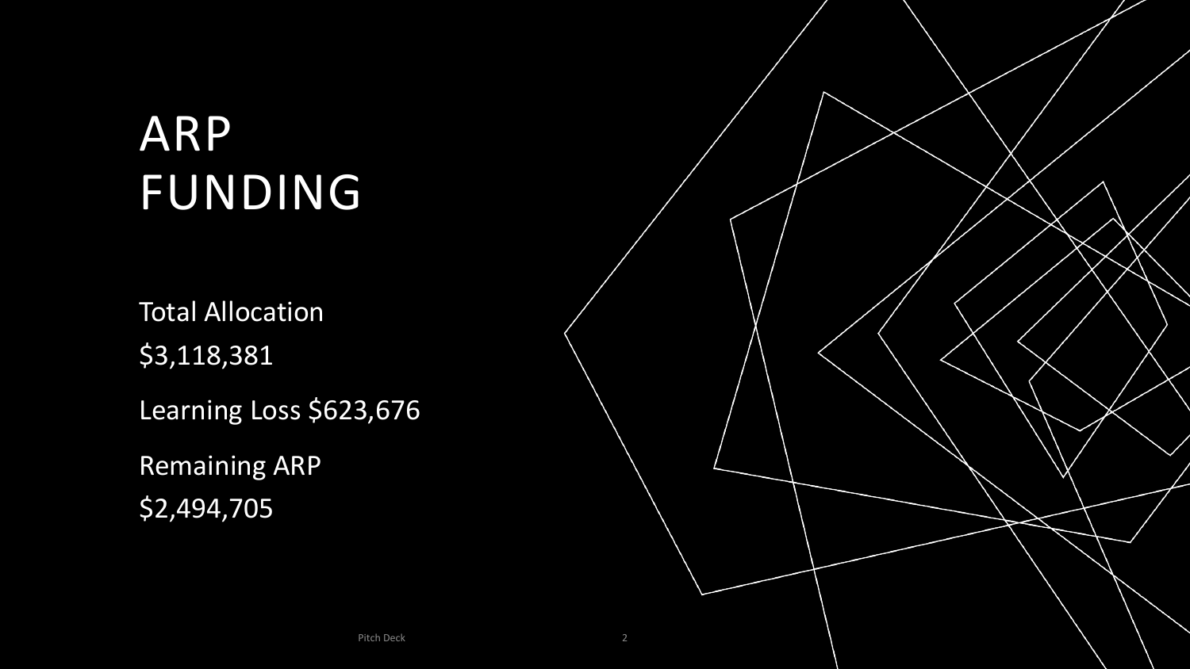# ARP FUNDING

Total Allocation

$3,118,381

Learning Loss $623,676

Remaining ARP

$2,494,705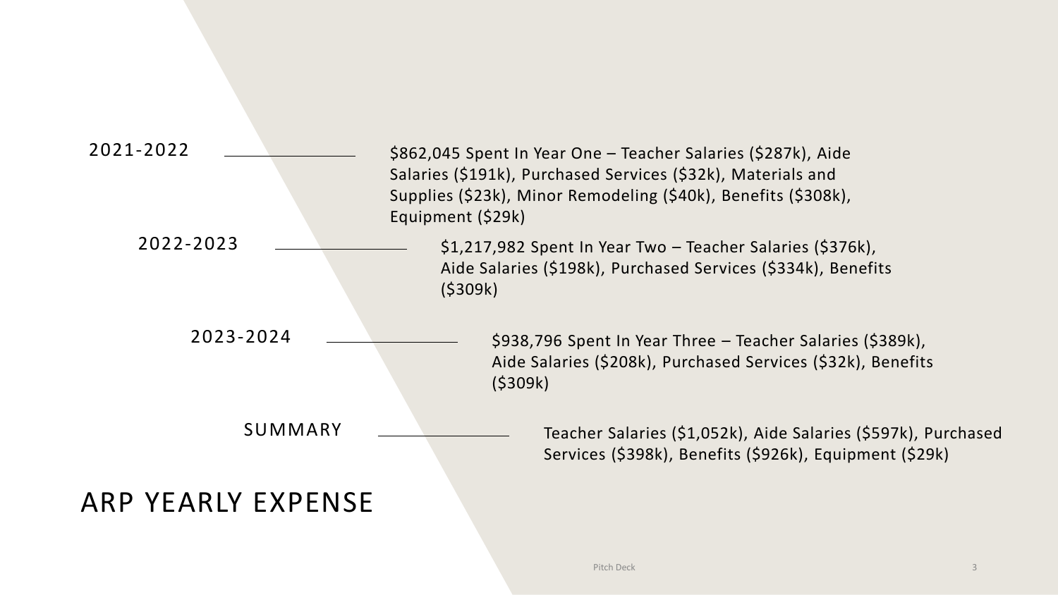# ARP YEARLY EXPENSE

**2021-2022**

$862,045 Spent In Year One – Teacher Salaries ($287k), Aide Salaries ($191k), Purchased Services ($32k), Materials and Supplies ($23k), Minor Remodeling ($40k), Benefits ($308k), Equipment ($29k)

**2022-2023**

$1,217,982 Spent In Year Two – Teacher Salaries ($376k), Aide Salaries ($198k), Purchased Services ($334k), Benefits ($309k)

**2023-2024**

$938,796 Spent In Year Three – Teacher Salaries ($389k), Aide Salaries ($208k), Purchased Services ($32k), Benefits ($309k)

**SUMMARY**

Teacher Salaries ($1,052k), Aide Salaries ($597k), Purchased Services ($398k), Benefits ($926k), Equipment ($29k)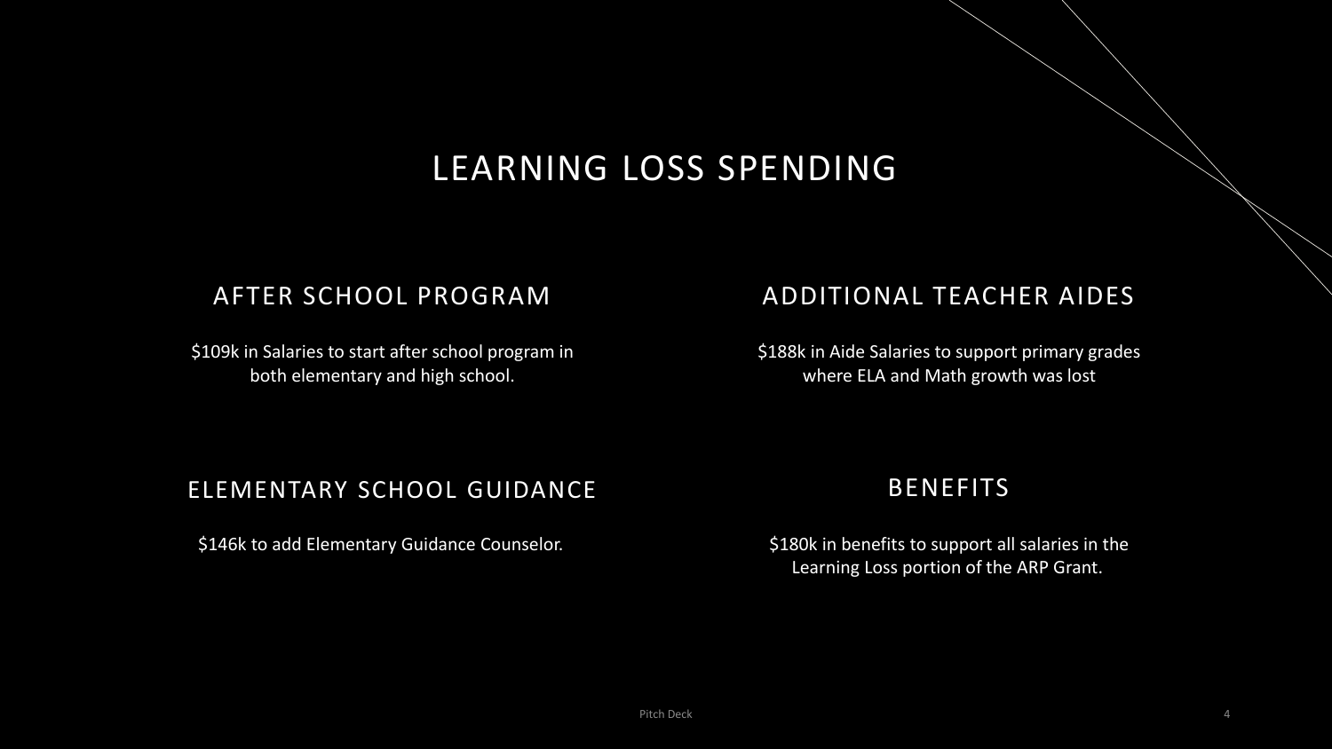# LEARNING LOSS SPENDING

## AFTER SCHOOL PROGRAM

$109k in Salaries to start after school program in both elementary and high school.

## ADDITIONAL TEACHER AIDES

$188k in Aide Salaries to support primary grades where ELA and Math growth was lost

## ELEMENTARY SCHOOL GUIDANCE

$146k to add Elementary Guidance Counselor.

## BENEFITS

$180k in benefits to support all salaries in the Learning Loss portion of the ARP Grant.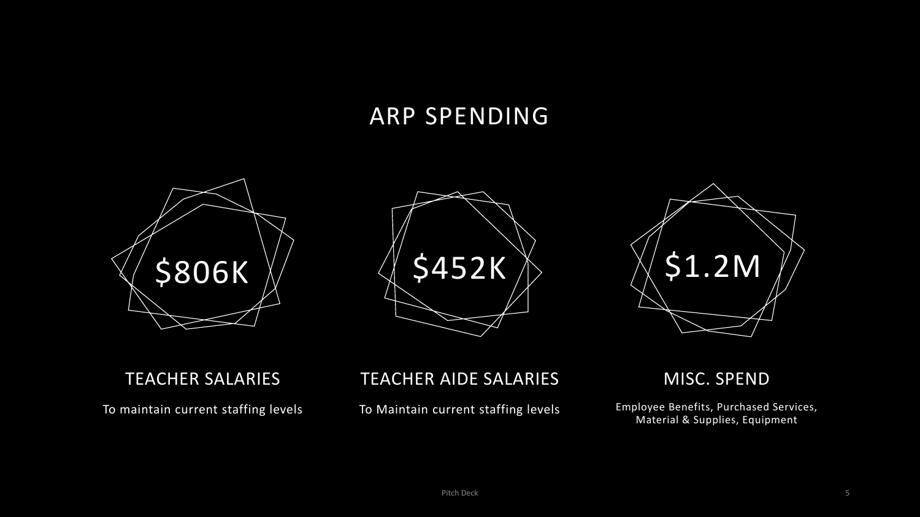# ARP SPENDING

## $806K

### TEACHER SALARIES

To maintain current staffing levels

## $452K

### TEACHER AIDE SALARIES

To Maintain current staffing levels

## $1.2M

### MISC. SPEND

Employee Benefits, Purchased Services, Material & Supplies, Equipment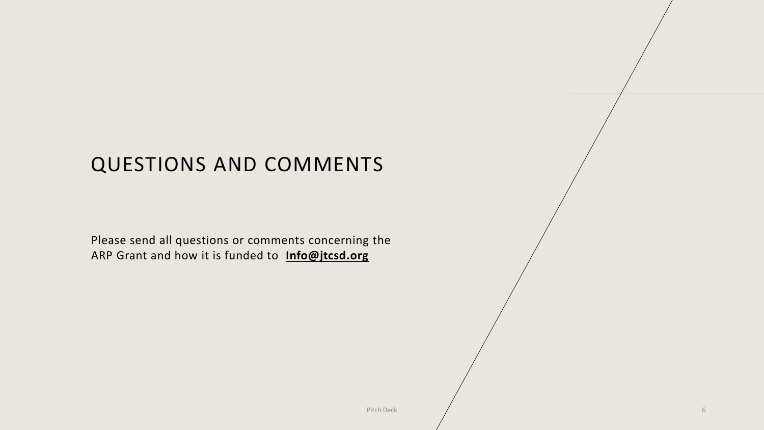# QUESTIONS AND COMMENTS

Please send all questions or comments concerning the ARP Grant and how it is funded to **Info@jtcsd.org**